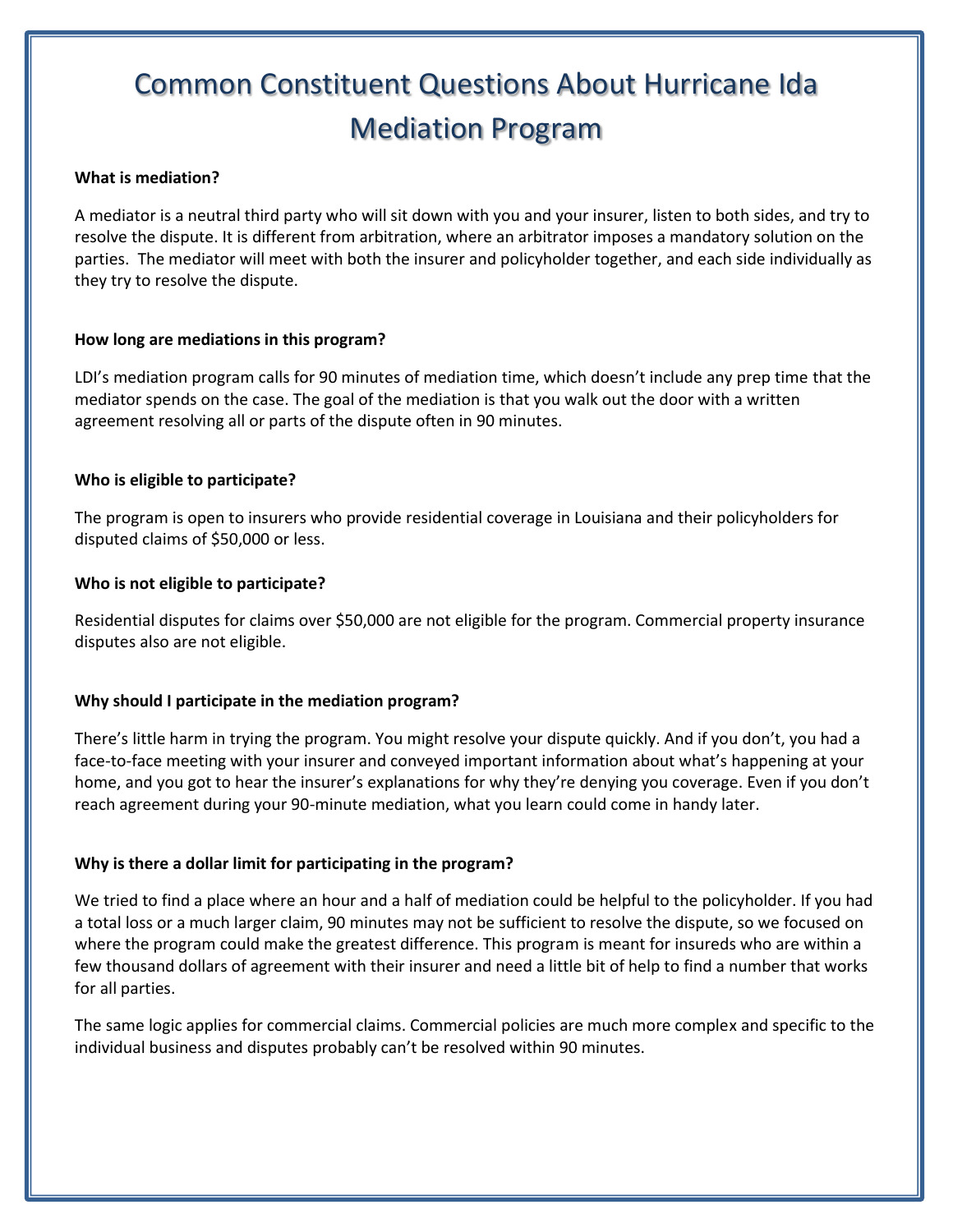# Common Constituent Questions About Hurricane Ida Mediation Program

**What is mediation?**

A mediator is a neutral third party who will sit down with you and your insurer, listen to both sides, and try to resolve the dispute. It is different from arbitration, where an arbitrator imposes a mandatory solution on the parties. The mediator will meet with both the insurer and policyholder together, and each side individually as they try to resolve the dispute.

**How long are mediations in this program?**

LDI's mediation program calls for 90 minutes of mediation time, which doesn't include any prep time that the mediator spends on the case. The goal of the mediation is that you walk out the door with a written agreement resolving all or parts of the dispute often in 90 minutes.

**Who is eligible to participate?**

The program is open to insurers who provide residential coverage in Louisiana and their policyholders for disputed claims of $50,000 or less.

**Who is not eligible to participate?**

Residential disputes for claims over $50,000 are not eligible for the program. Commercial property insurance disputes also are not eligible.

**Why should I participate in the mediation program?**

There's little harm in trying the program. You might resolve your dispute quickly. And if you don't, you had a face-to-face meeting with your insurer and conveyed important information about what's happening at your home, and you got to hear the insurer's explanations for why they're denying you coverage. Even if you don't reach agreement during your 90-minute mediation, what you learn could come in handy later.

**Why is there a dollar limit for participating in the program?**

We tried to find a place where an hour and a half of mediation could be helpful to the policyholder. If you had a total loss or a much larger claim, 90 minutes may not be sufficient to resolve the dispute, so we focused on where the program could make the greatest difference. This program is meant for insureds who are within a few thousand dollars of agreement with their insurer and need a little bit of help to find a number that works for all parties.

The same logic applies for commercial claims. Commercial policies are much more complex and specific to the individual business and disputes probably can't be resolved within 90 minutes.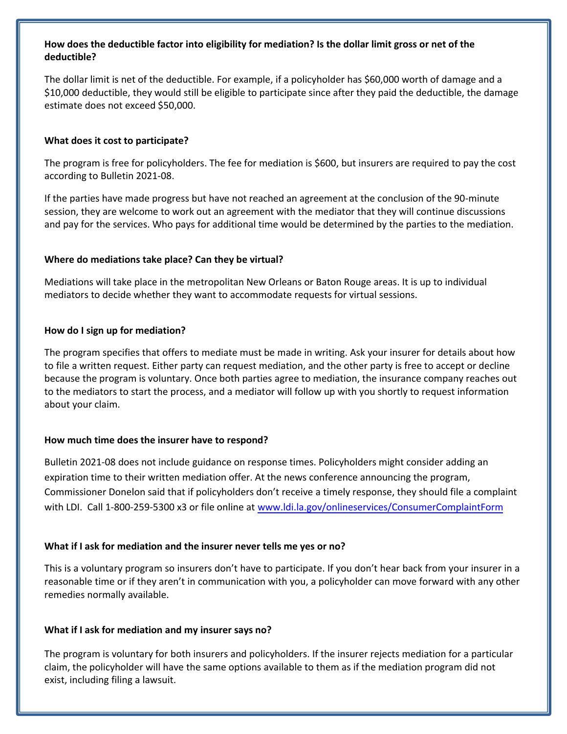**How does the deductible factor into eligibility for mediation? Is the dollar limit gross or net of the deductible?**

The dollar limit is net of the deductible. For example, if a policyholder has $60,000 worth of damage and a $10,000 deductible, they would still be eligible to participate since after they paid the deductible, the damage estimate does not exceed $50,000.

**What does it cost to participate?**

The program is free for policyholders. The fee for mediation is $600, but insurers are required to pay the cost according to Bulletin 2021-08.

If the parties have made progress but have not reached an agreement at the conclusion of the 90-minute session, they are welcome to work out an agreement with the mediator that they will continue discussions and pay for the services. Who pays for additional time would be determined by the parties to the mediation.

**Where do mediations take place? Can they be virtual?**

Mediations will take place in the metropolitan New Orleans or Baton Rouge areas. It is up to individual mediators to decide whether they want to accommodate requests for virtual sessions.

**How do I sign up for mediation?**

The program specifies that offers to mediate must be made in writing. Ask your insurer for details about how to file a written request. Either party can request mediation, and the other party is free to accept or decline because the program is voluntary. Once both parties agree to mediation, the insurance company reaches out to the mediators to start the process, and a mediator will follow up with you shortly to request information about your claim.

**How much time does the insurer have to respond?**

Bulletin 2021-08 does not include guidance on response times. Policyholders might consider adding an expiration time to their written mediation offer. At the news conference announcing the program, Commissioner Donelon said that if policyholders don't receive a timely response, they should file a complaint with LDI. Call 1-800-259-5300 x3 or file online at [www.ldi.la.gov/onlineservices/ConsumerComplaintForm](www.ldi.la.gov/onlineservices/ConsumerComplaintForm)

**What if I ask for mediation and the insurer never tells me yes or no?**

This is a voluntary program so insurers don't have to participate. If you don't hear back from your insurer in a reasonable time or if they aren't in communication with you, a policyholder can move forward with any other remedies normally available.

**What if I ask for mediation and my insurer says no?**

The program is voluntary for both insurers and policyholders. If the insurer rejects mediation for a particular claim, the policyholder will have the same options available to them as if the mediation program did not exist, including filing a lawsuit.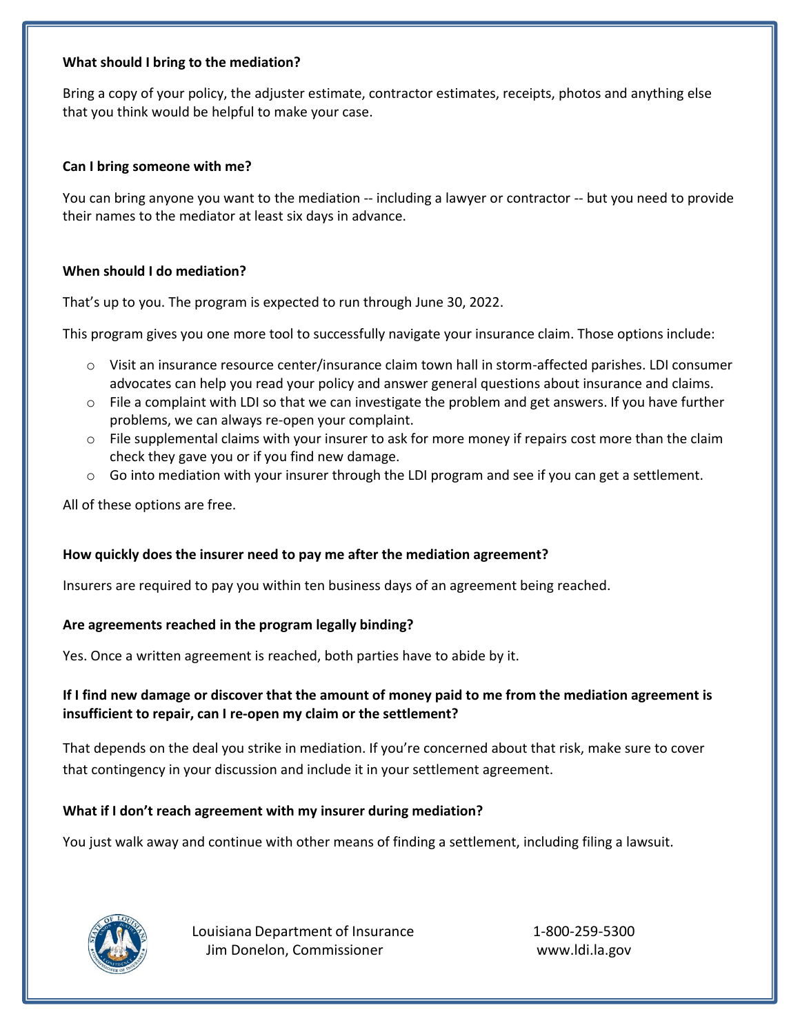**What should I bring to the mediation?**

Bring a copy of your policy, the adjuster estimate, contractor estimates, receipts, photos and anything else that you think would be helpful to make your case.

**Can I bring someone with me?**

You can bring anyone you want to the mediation -- including a lawyer or contractor -- but you need to provide their names to the mediator at least six days in advance.

**When should I do mediation?**

That's up to you. The program is expected to run through June 30, 2022.

This program gives you one more tool to successfully navigate your insurance claim. Those options include:

- Visit an insurance resource center/insurance claim town hall in storm-affected parishes. LDI consumer advocates can help you read your policy and answer general questions about insurance and claims.
- File a complaint with LDI so that we can investigate the problem and get answers. If you have further problems, we can always re-open your complaint.
- File supplemental claims with your insurer to ask for more money if repairs cost more than the claim check they gave you or if you find new damage.
- Go into mediation with your insurer through the LDI program and see if you can get a settlement.

All of these options are free.

**How quickly does the insurer need to pay me after the mediation agreement?**

Insurers are required to pay you within ten business days of an agreement being reached.

**Are agreements reached in the program legally binding?**

Yes. Once a written agreement is reached, both parties have to abide by it.

**If I find new damage or discover that the amount of money paid to me from the mediation agreement is insufficient to repair, can I re-open my claim or the settlement?**

That depends on the deal you strike in mediation. If you're concerned about that risk, make sure to cover that contingency in your discussion and include it in your settlement agreement.

**What if I don't reach agreement with my insurer during mediation?**

You just walk away and continue with other means of finding a settlement, including filing a lawsuit.

Louisiana Department of Insurance
Jim Donelon, Commissioner

1-800-259-5300
www.ldi.la.gov